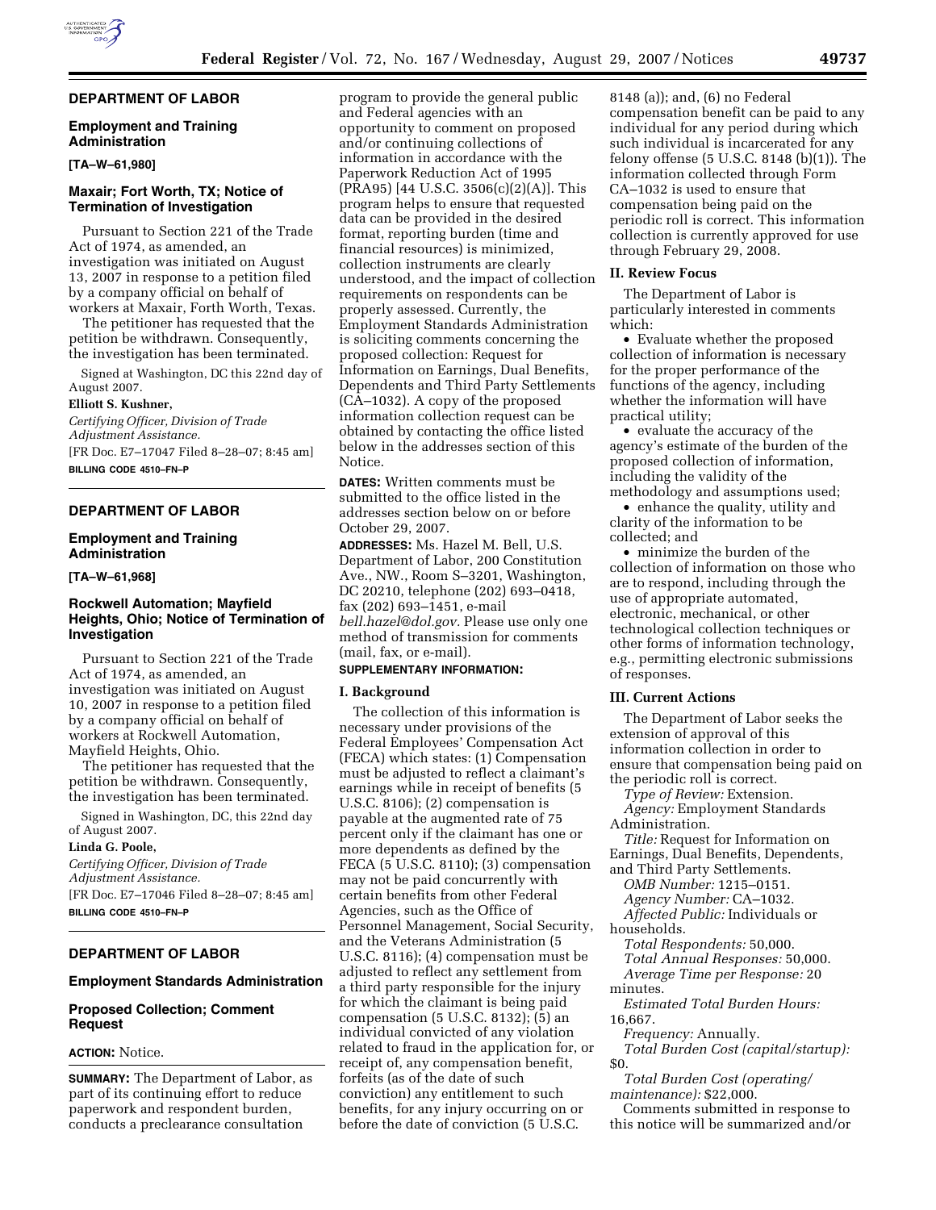## DEPARTMENT OF LABOR

### Employment and Training Administration

**[TA–W–61,980]**

### Maxair; Fort Worth, TX; Notice of Termination of Investigation

Pursuant to Section 221 of the Trade Act of 1974, as amended, an investigation was initiated on August 13, 2007 in response to a petition filed by a company official on behalf of workers at Maxair, Forth Worth, Texas.

The petitioner has requested that the petition be withdrawn. Consequently, the investigation has been terminated.

Signed at Washington, DC this 22nd day of August 2007.

**Elliott S. Kushner,**

*Certifying Officer, Division of Trade Adjustment Assistance.*

[FR Doc. E7–17047 Filed 8–28–07; 8:45 am]

**BILLING CODE 4510–FN–P**

## DEPARTMENT OF LABOR

### Employment and Training Administration

**[TA–W–61,968]**

### Rockwell Automation; Mayfield Heights, Ohio; Notice of Termination of Investigation

Pursuant to Section 221 of the Trade Act of 1974, as amended, an investigation was initiated on August 10, 2007 in response to a petition filed by a company official on behalf of workers at Rockwell Automation, Mayfield Heights, Ohio.

The petitioner has requested that the petition be withdrawn. Consequently, the investigation has been terminated.

Signed in Washington, DC, this 22nd day of August 2007.

**Linda G. Poole,**

*Certifying Officer, Division of Trade Adjustment Assistance.*

[FR Doc. E7–17046 Filed 8–28–07; 8:45 am]

**BILLING CODE 4510–FN–P**

## DEPARTMENT OF LABOR

### Employment Standards Administration

### Proposed Collection; Comment Request

**ACTION:** Notice.

**SUMMARY:** The Department of Labor, as part of its continuing effort to reduce paperwork and respondent burden, conducts a preclearance consultation program to provide the general public and Federal agencies with an opportunity to comment on proposed and/or continuing collections of information in accordance with the Paperwork Reduction Act of 1995 (PRA95) [44 U.S.C. 3506(c)(2)(A)]. This program helps to ensure that requested data can be provided in the desired format, reporting burden (time and financial resources) is minimized, collection instruments are clearly understood, and the impact of collection requirements on respondents can be properly assessed. Currently, the Employment Standards Administration is soliciting comments concerning the proposed collection: Request for Information on Earnings, Dual Benefits, Dependents and Third Party Settlements (CA–1032). A copy of the proposed information collection request can be obtained by contacting the office listed below in the addresses section of this Notice.

**DATES:** Written comments must be submitted to the office listed in the addresses section below on or before October 29, 2007.

**ADDRESSES:** Ms. Hazel M. Bell, U.S. Department of Labor, 200 Constitution Ave., NW., Room S–3201, Washington, DC 20210, telephone (202) 693–0418, fax (202) 693–1451, e-mail *bell.hazel@dol.gov.* Please use only one method of transmission for comments (mail, fax, or e-mail).

**SUPPLEMENTARY INFORMATION:**

**I. Background**

The collection of this information is necessary under provisions of the Federal Employees' Compensation Act (FECA) which states: (1) Compensation must be adjusted to reflect a claimant's earnings while in receipt of benefits (5 U.S.C. 8106); (2) compensation is payable at the augmented rate of 75 percent only if the claimant has one or more dependents as defined by the FECA (5 U.S.C. 8110); (3) compensation may not be paid concurrently with certain benefits from other Federal Agencies, such as the Office of Personnel Management, Social Security, and the Veterans Administration (5 U.S.C. 8116); (4) compensation must be adjusted to reflect any settlement from a third party responsible for the injury for which the claimant is being paid compensation (5 U.S.C. 8132); (5) an individual convicted of any violation related to fraud in the application for, or receipt of, any compensation benefit, forfeits (as of the date of such conviction) any entitlement to such benefits, for any injury occurring on or before the date of conviction (5 U.S.C. 8148 (a)); and, (6) no Federal compensation benefit can be paid to any individual for any period during which such individual is incarcerated for any felony offense (5 U.S.C. 8148 (b)(1)). The information collected through Form CA–1032 is used to ensure that compensation being paid on the periodic roll is correct. This information collection is currently approved for use through February 29, 2008.

**II. Review Focus**

The Department of Labor is particularly interested in comments which:

- Evaluate whether the proposed collection of information is necessary for the proper performance of the functions of the agency, including whether the information will have practical utility;
- evaluate the accuracy of the agency's estimate of the burden of the proposed collection of information, including the validity of the methodology and assumptions used;
- enhance the quality, utility and clarity of the information to be collected; and
- minimize the burden of the collection of information on those who are to respond, including through the use of appropriate automated, electronic, mechanical, or other technological collection techniques or other forms of information technology, e.g., permitting electronic submissions of responses.

**III. Current Actions**

The Department of Labor seeks the extension of approval of this information collection in order to ensure that compensation being paid on the periodic roll is correct.

*Type of Review:* Extension.

*Agency:* Employment Standards Administration.

*Title:* Request for Information on Earnings, Dual Benefits, Dependents, and Third Party Settlements.

*OMB Number:* 1215–0151.

*Agency Number:* CA–1032.

*Affected Public:* Individuals or households.

*Total Respondents:* 50,000.

*Total Annual Responses:* 50,000.

*Average Time per Response:* 20 minutes.

*Estimated Total Burden Hours:* 16,667.

*Frequency:* Annually.

*Total Burden Cost (capital/startup):* $0.

*Total Burden Cost (operating/maintenance):* $22,000.

Comments submitted in response to this notice will be summarized and/or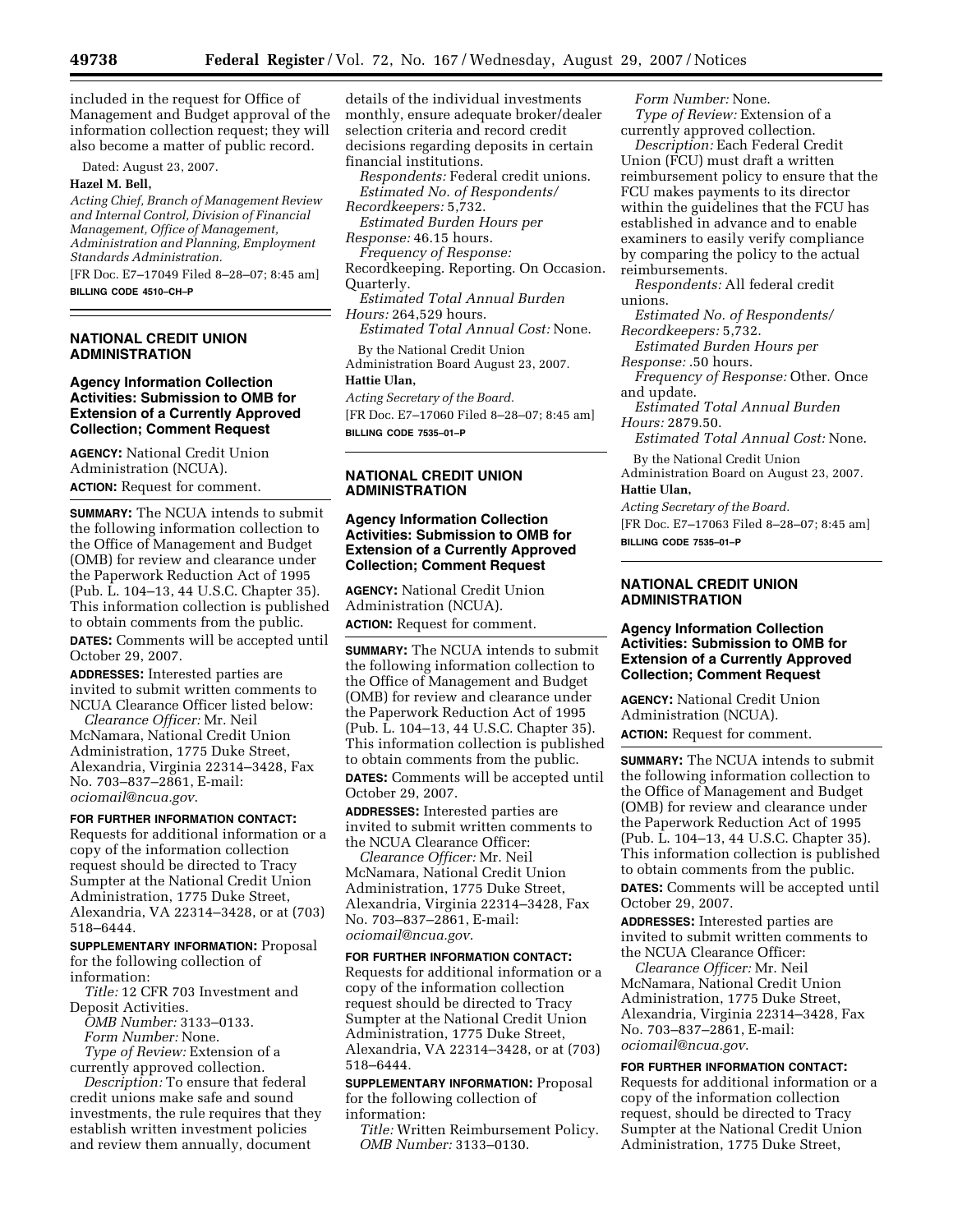included in the request for Office of Management and Budget approval of the information collection request; they will also become a matter of public record.

Dated: August 23, 2007.

**Hazel M. Bell,**

*Acting Chief, Branch of Management Review and Internal Control, Division of Financial Management, Office of Management, Administration and Planning, Employment Standards Administration.*

[FR Doc. E7–17049 Filed 8–28–07; 8:45 am]

**BILLING CODE 4510–CH–P**

## NATIONAL CREDIT UNION ADMINISTRATION

### Agency Information Collection Activities: Submission to OMB for Extension of a Currently Approved Collection; Comment Request

**AGENCY:** National Credit Union Administration (NCUA).

**ACTION:** Request for comment.

**SUMMARY:** The NCUA intends to submit the following information collection to the Office of Management and Budget (OMB) for review and clearance under the Paperwork Reduction Act of 1995 (Pub. L. 104–13, 44 U.S.C. Chapter 35). This information collection is published to obtain comments from the public.

**DATES:** Comments will be accepted until October 29, 2007.

**ADDRESSES:** Interested parties are invited to submit written comments to NCUA Clearance Officer listed below:

*Clearance Officer:* Mr. Neil McNamara, National Credit Union Administration, 1775 Duke Street, Alexandria, Virginia 22314–3428, Fax No. 703–837–2861, E-mail: *ociomail@ncua.gov*.

**FOR FURTHER INFORMATION CONTACT:** Requests for additional information or a copy of the information collection request should be directed to Tracy Sumpter at the National Credit Union Administration, 1775 Duke Street, Alexandria, VA 22314–3428, or at (703) 518–6444.

**SUPPLEMENTARY INFORMATION:** Proposal for the following collection of information:

*Title:* 12 CFR 703 Investment and Deposit Activities.

*OMB Number:* 3133–0133.

*Form Number:* None.

*Type of Review:* Extension of a currently approved collection.

*Description:* To ensure that federal credit unions make safe and sound investments, the rule requires that they establish written investment policies and review them annually, document details of the individual investments monthly, ensure adequate broker/dealer selection criteria and record credit decisions regarding deposits in certain financial institutions.

*Respondents:* Federal credit unions.

*Estimated No. of Respondents/Recordkeepers:* 5,732.

*Estimated Burden Hours per Response:* 46.15 hours.

*Frequency of Response:* Recordkeeping. Reporting. On Occasion. Quarterly.

*Estimated Total Annual Burden Hours:* 264,529 hours.

*Estimated Total Annual Cost:* None.

By the National Credit Union Administration Board August 23, 2007.

**Hattie Ulan,**

*Acting Secretary of the Board.*

[FR Doc. E7–17060 Filed 8–28–07; 8:45 am]

**BILLING CODE 7535–01–P**

## NATIONAL CREDIT UNION ADMINISTRATION

### Agency Information Collection Activities: Submission to OMB for Extension of a Currently Approved Collection; Comment Request

**AGENCY:** National Credit Union Administration (NCUA).

**ACTION:** Request for comment.

**SUMMARY:** The NCUA intends to submit the following information collection to the Office of Management and Budget (OMB) for review and clearance under the Paperwork Reduction Act of 1995 (Pub. L. 104–13, 44 U.S.C. Chapter 35). This information collection is published to obtain comments from the public.

**DATES:** Comments will be accepted until October 29, 2007.

**ADDRESSES:** Interested parties are invited to submit written comments to the NCUA Clearance Officer:

*Clearance Officer:* Mr. Neil McNamara, National Credit Union Administration, 1775 Duke Street, Alexandria, Virginia 22314–3428, Fax No. 703–837–2861, E-mail: *ociomail@ncua.gov*.

**FOR FURTHER INFORMATION CONTACT:** Requests for additional information or a copy of the information collection request should be directed to Tracy Sumpter at the National Credit Union Administration, 1775 Duke Street, Alexandria, VA 22314–3428, or at (703) 518–6444.

**SUPPLEMENTARY INFORMATION:** Proposal for the following collection of information:

*Title:* Written Reimbursement Policy.

*OMB Number:* 3133–0130.

*Form Number:* None.

*Type of Review:* Extension of a currently approved collection.

*Description:* Each Federal Credit Union (FCU) must draft a written reimbursement policy to ensure that the FCU makes payments to its director within the guidelines that the FCU has established in advance and to enable examiners to easily verify compliance by comparing the policy to the actual reimbursements.

*Respondents:* All federal credit unions.

*Estimated No. of Respondents/Recordkeepers:* 5,732.

*Estimated Burden Hours per Response:* .50 hours.

*Frequency of Response:* Other. Once and update.

*Estimated Total Annual Burden Hours:* 2879.50.

*Estimated Total Annual Cost:* None.

By the National Credit Union Administration Board on August 23, 2007.

**Hattie Ulan,**

*Acting Secretary of the Board.*

[FR Doc. E7–17063 Filed 8–28–07; 8:45 am]

**BILLING CODE 7535–01–P**

## NATIONAL CREDIT UNION ADMINISTRATION

### Agency Information Collection Activities: Submission to OMB for Extension of a Currently Approved Collection; Comment Request

**AGENCY:** National Credit Union Administration (NCUA).

**ACTION:** Request for comment.

**SUMMARY:** The NCUA intends to submit the following information collection to the Office of Management and Budget (OMB) for review and clearance under the Paperwork Reduction Act of 1995 (Pub. L. 104–13, 44 U.S.C. Chapter 35). This information collection is published to obtain comments from the public.

**DATES:** Comments will be accepted until October 29, 2007.

**ADDRESSES:** Interested parties are invited to submit written comments to the NCUA Clearance Officer:

*Clearance Officer:* Mr. Neil McNamara, National Credit Union Administration, 1775 Duke Street, Alexandria, Virginia 22314–3428, Fax No. 703–837–2861, E-mail: *ociomail@ncua.gov*.

**FOR FURTHER INFORMATION CONTACT:** Requests for additional information or a copy of the information collection request, should be directed to Tracy Sumpter at the National Credit Union Administration, 1775 Duke Street,